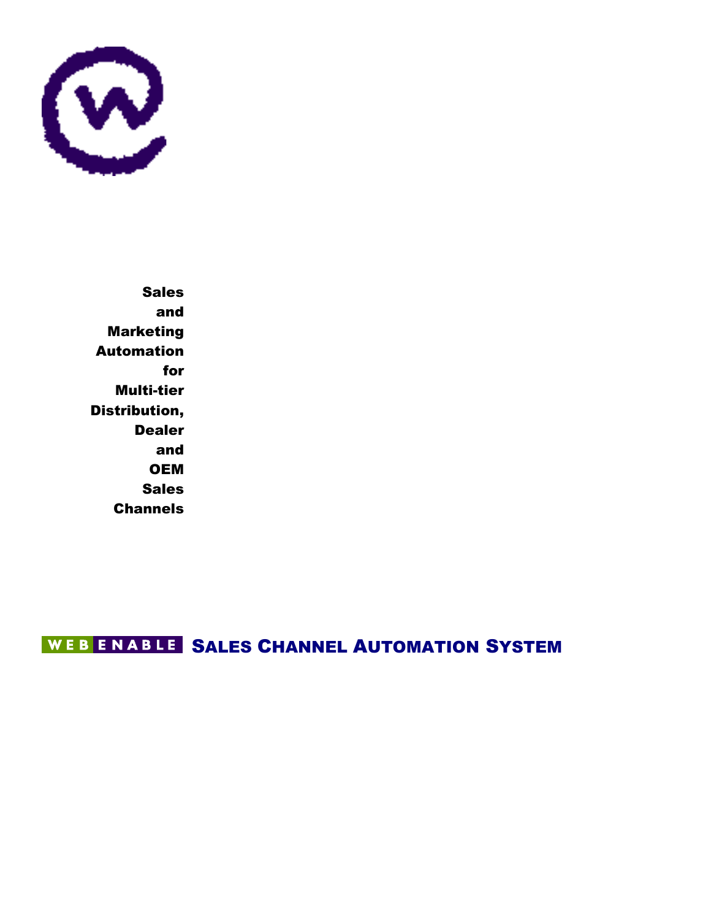**Sales and Marketing Automation for Multi-tier Distribution, Dealer and OEM Sales Channels**

WEB ENABLE **SALES CHANNEL AUTOMATION SYSTEM**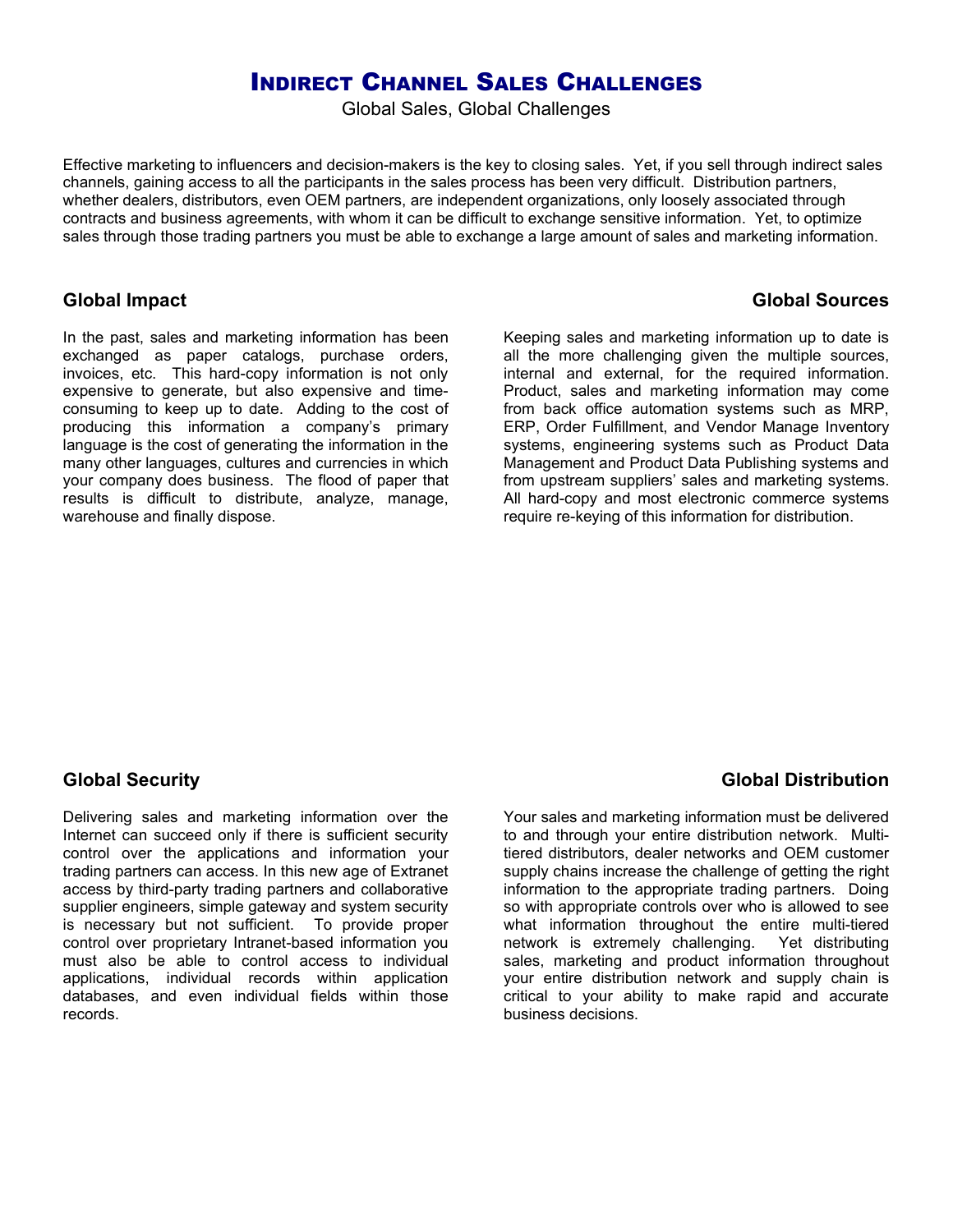# Indirect Channel Sales Challenges

Global Sales, Global Challenges

Effective marketing to influencers and decision-makers is the key to closing sales. Yet, if you sell through indirect sales channels, gaining access to all the participants in the sales process has been very difficult. Distribution partners, whether dealers, distributors, even OEM partners, are independent organizations, only loosely associated through contracts and business agreements, with whom it can be difficult to exchange sensitive information. Yet, to optimize sales through those trading partners you must be able to exchange a large amount of sales and marketing information.

## Global Impact

In the past, sales and marketing information has been exchanged as paper catalogs, purchase orders, invoices, etc. This hard-copy information is not only expensive to generate, but also expensive and time-consuming to keep up to date. Adding to the cost of producing this information a company's primary language is the cost of generating the information in the many other languages, cultures and currencies in which your company does business. The flood of paper that results is difficult to distribute, analyze, manage, warehouse and finally dispose.

## Global Sources

Keeping sales and marketing information up to date is all the more challenging given the multiple sources, internal and external, for the required information. Product, sales and marketing information may come from back office automation systems such as MRP, ERP, Order Fulfillment, and Vendor Manage Inventory systems, engineering systems such as Product Data Management and Product Data Publishing systems and from upstream suppliers' sales and marketing systems. All hard-copy and most electronic commerce systems require re-keying of this information for distribution.

## Global Security

Delivering sales and marketing information over the Internet can succeed only if there is sufficient security control over the applications and information your trading partners can access. In this new age of Extranet access by third-party trading partners and collaborative supplier engineers, simple gateway and system security is necessary but not sufficient. To provide proper control over proprietary Intranet-based information you must also be able to control access to individual applications, individual records within application databases, and even individual fields within those records.

## Global Distribution

Your sales and marketing information must be delivered to and through your entire distribution network. Multi-tiered distributors, dealer networks and OEM customer supply chains increase the challenge of getting the right information to the appropriate trading partners. Doing so with appropriate controls over who is allowed to see what information throughout the entire multi-tiered network is extremely challenging. Yet distributing sales, marketing and product information throughout your entire distribution network and supply chain is critical to your ability to make rapid and accurate business decisions.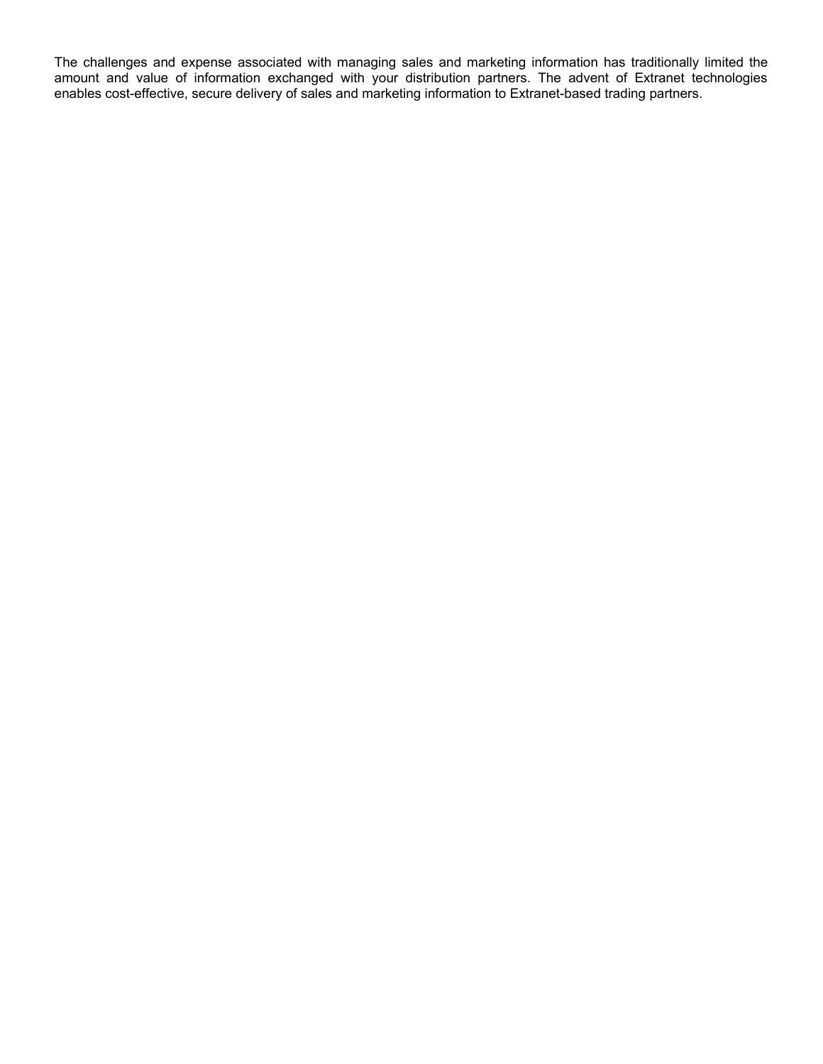The challenges and expense associated with managing sales and marketing information has traditionally limited the amount and value of information exchanged with your distribution partners. The advent of Extranet technologies enables cost-effective, secure delivery of sales and marketing information to Extranet-based trading partners.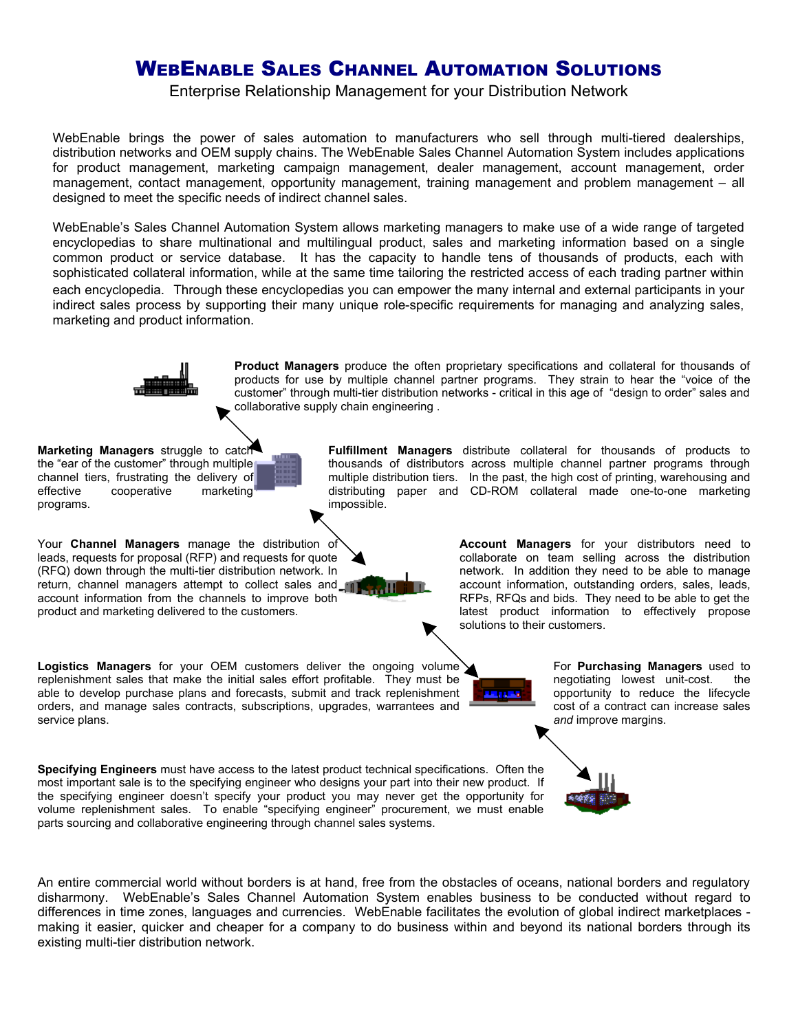# WebEnable Sales Channel Automation Solutions

Enterprise Relationship Management for your Distribution Network

WebEnable brings the power of sales automation to manufacturers who sell through multi-tiered dealerships, distribution networks and OEM supply chains. The WebEnable Sales Channel Automation System includes applications for product management, marketing campaign management, dealer management, account management, order management, contact management, opportunity management, training management and problem management – all designed to meet the specific needs of indirect channel sales.

WebEnable's Sales Channel Automation System allows marketing managers to make use of a wide range of targeted encyclopedias to share multinational and multilingual product, sales and marketing information based on a single common product or service database. It has the capacity to handle tens of thousands of products, each with sophisticated collateral information, while at the same time tailoring the restricted access of each trading partner within each encyclopedia. Through these encyclopedias you can empower the many internal and external participants in your indirect sales process by supporting their many unique role-specific requirements for managing and analyzing sales, marketing and product information.

**Product Managers** produce the often proprietary specifications and collateral for thousands of products for use by multiple channel partner programs. They strain to hear the "voice of the customer" through multi-tier distribution networks - critical in this age of "design to order" sales and collaborative supply chain engineering .

**Marketing Managers** struggle to catch the "ear of the customer" through multiple channel tiers, frustrating the delivery of effective cooperative marketing programs.

**Fulfillment Managers** distribute collateral for thousands of products to thousands of distributors across multiple channel partner programs through multiple distribution tiers. In the past, the high cost of printing, warehousing and distributing paper and CD-ROM collateral made one-to-one marketing impossible.

Your **Channel Managers** manage the distribution of leads, requests for proposal (RFP) and requests for quote (RFQ) down through the multi-tier distribution network. In return, channel managers attempt to collect sales and account information from the channels to improve both product and marketing delivered to the customers.

**Account Managers** for your distributors need to collaborate on team selling across the distribution network. In addition they need to be able to manage account information, outstanding orders, sales, leads, RFPs, RFQs and bids. They need to be able to get the latest product information to effectively propose solutions to their customers.

**Logistics Managers** for your OEM customers deliver the ongoing volume replenishment sales that make the initial sales effort profitable. They must be able to develop purchase plans and forecasts, submit and track replenishment orders, and manage sales contracts, subscriptions, upgrades, warrantees and service plans.

For **Purchasing Managers** used to negotiating lowest unit-cost. the opportunity to reduce the lifecycle cost of a contract can increase sales *and* improve margins.

**Specifying Engineers** must have access to the latest product technical specifications. Often the most important sale is to the specifying engineer who designs your part into their new product. If the specifying engineer doesn't specify your product you may never get the opportunity for volume replenishment sales. To enable "specifying engineer" procurement, we must enable parts sourcing and collaborative engineering through channel sales systems.

An entire commercial world without borders is at hand, free from the obstacles of oceans, national borders and regulatory disharmony. WebEnable's Sales Channel Automation System enables business to be conducted without regard to differences in time zones, languages and currencies. WebEnable facilitates the evolution of global indirect marketplaces - making it easier, quicker and cheaper for a company to do business within and beyond its national borders through its existing multi-tier distribution network.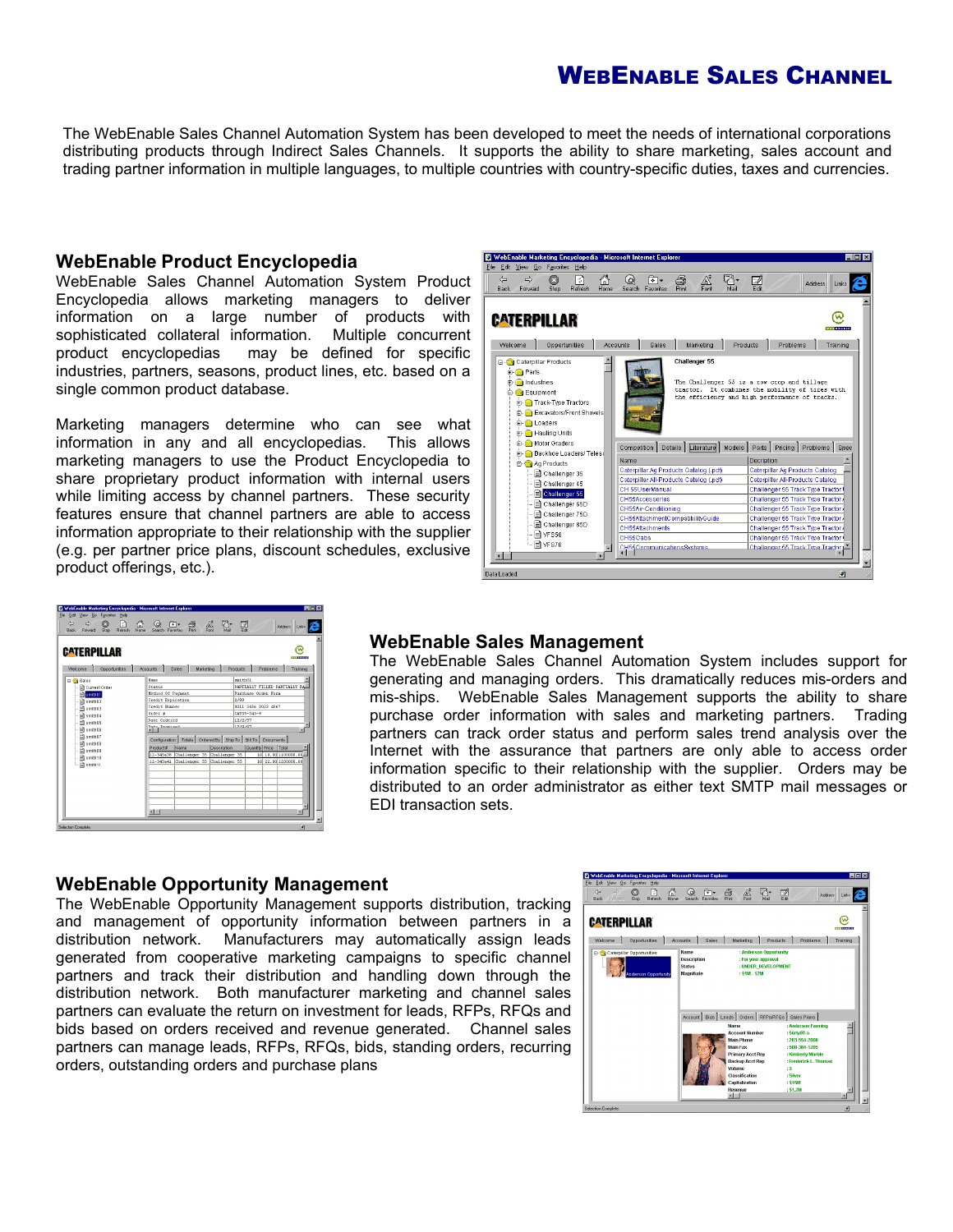# WebEnable Sales Channel

The WebEnable Sales Channel Automation System has been developed to meet the needs of international corporations distributing products through Indirect Sales Channels. It supports the ability to share marketing, sales account and trading partner information in multiple languages, to multiple countries with country-specific duties, taxes and currencies.

## WebEnable Product Encyclopedia

WebEnable Sales Channel Automation System Product Encyclopedia allows marketing managers to deliver information on a large number of products with sophisticated collateral information. Multiple concurrent product encyclopedias may be defined for specific industries, partners, seasons, product lines, etc. based on a single common product database.

Marketing managers determine who can see what information in any and all encyclopedias. This allows marketing managers to use the Product Encyclopedia to share proprietary product information with internal users while limiting access by channel partners. These security features ensure that channel partners are able to access information appropriate to their relationship with the supplier (e.g. per partner price plans, discount schedules, exclusive product offerings, etc.).

## WebEnable Sales Management

The WebEnable Sales Channel Automation System includes support for generating and managing orders. This dramatically reduces mis-orders and mis-ships. WebEnable Sales Management supports the ability to share purchase order information with sales and marketing partners. Trading partners can track order status and perform sales trend analysis over the Internet with the assurance that partners are only able to access order information specific to their relationship with the supplier. Orders may be distributed to an order administrator as either text SMTP mail messages or EDI transaction sets.

## WebEnable Opportunity Management

The WebEnable Opportunity Management supports distribution, tracking and management of opportunity information between partners in a distribution network. Manufacturers may automatically assign leads generated from cooperative marketing campaigns to specific channel partners and track their distribution and handling down through the distribution network. Both manufacturer marketing and channel sales partners can evaluate the return on investment for leads, RFPs, RFQs and bids based on orders received and revenue generated. Channel sales partners can manage leads, RFPs, RFQs, bids, standing orders, recurring orders, outstanding orders and purchase plans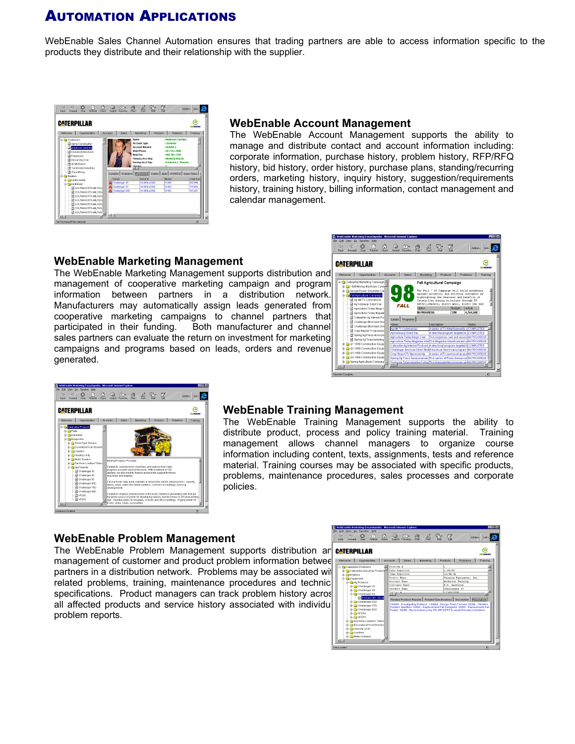# Automation Applications

WebEnable Sales Channel Automation ensures that trading partners are able to access information specific to the products they distribute and their relationship with the supplier.

## WebEnable Account Management

The WebEnable Account Management supports the ability to manage and distribute contact and account information including: corporate information, purchase history, problem history, RFP/RFQ history, bid history, order history, purchase plans, standing/recurring orders, marketing history, inquiry history, suggestion/requirements history, training history, billing information, contact management and calendar management.

## WebEnable Marketing Management

The WebEnable Marketing Management supports distribution and management of cooperative marketing campaign and program information between partners in a distribution network. Manufacturers may automatically assign leads generated from cooperative marketing campaigns to channel partners that participated in their funding. Both manufacturer and channel sales partners can evaluate the return on investment for marketing campaigns and programs based on leads, orders and revenue generated.

## WebEnable Training Management

The WebEnable Training Management supports the ability to distribute product, process and policy training material. Training management allows channel managers to organize course information including content, texts, assignments, tests and reference material. Training courses may be associated with specific products, problems, maintenance procedures, sales processes and corporate policies.

## WebEnable Problem Management

The WebEnable Problem Management supports distribution and management of customer and product problem information between partners in a distribution network. Problems may be associated with related problems, training, maintenance procedures and technical specifications. Product managers can track problem history across all affected products and service history associated with individual problem reports.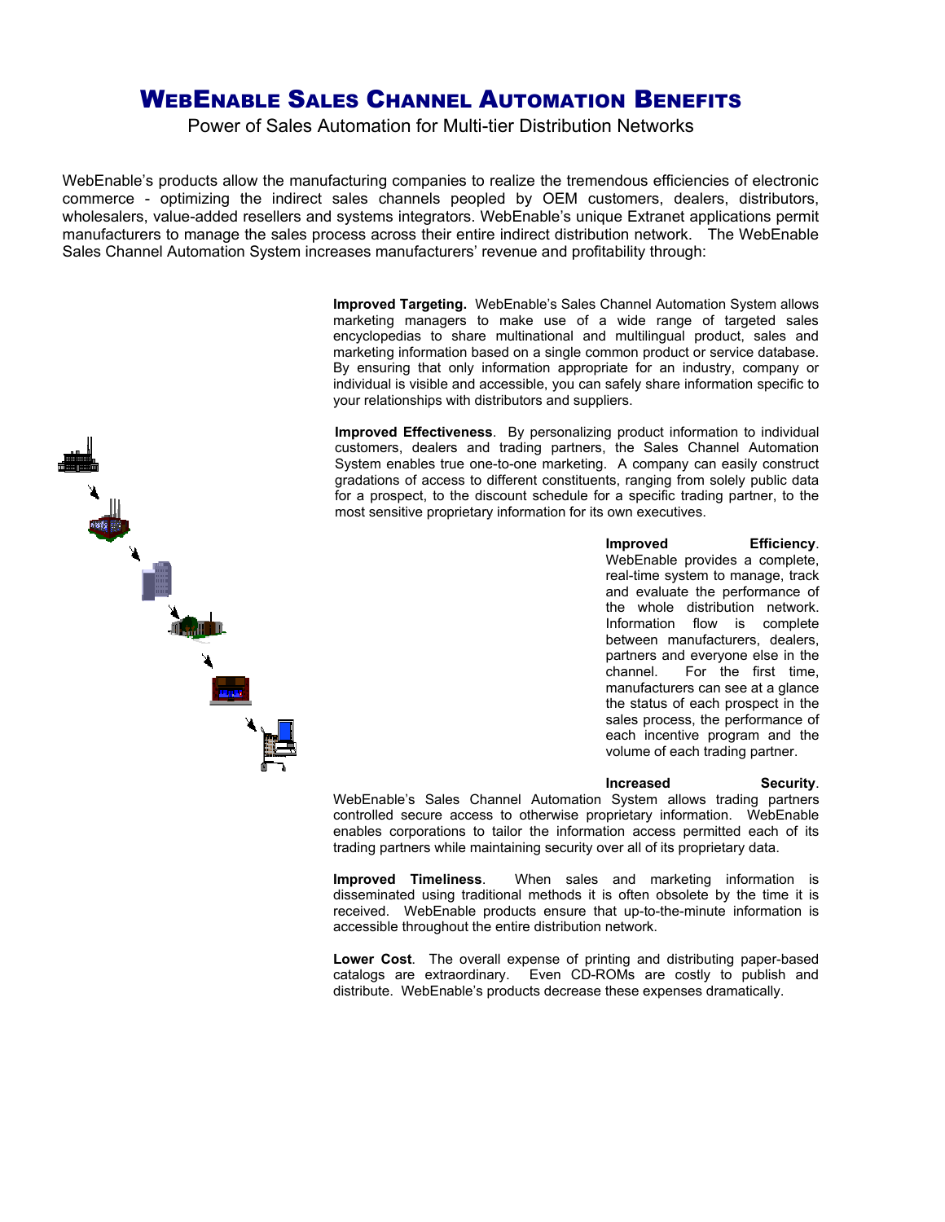# WebEnable Sales Channel Automation Benefits

Power of Sales Automation for Multi-tier Distribution Networks

WebEnable's products allow the manufacturing companies to realize the tremendous efficiencies of electronic commerce - optimizing the indirect sales channels peopled by OEM customers, dealers, distributors, wholesalers, value-added resellers and systems integrators. WebEnable's unique Extranet applications permit manufacturers to manage the sales process across their entire indirect distribution network. The WebEnable Sales Channel Automation System increases manufacturers' revenue and profitability through:

**Improved Targeting.** WebEnable's Sales Channel Automation System allows marketing managers to make use of a wide range of targeted sales encyclopedias to share multinational and multilingual product, sales and marketing information based on a single common product or service database. By ensuring that only information appropriate for an industry, company or individual is visible and accessible, you can safely share information specific to your relationships with distributors and suppliers.

**Improved Effectiveness**. By personalizing product information to individual customers, dealers and trading partners, the Sales Channel Automation System enables true one-to-one marketing. A company can easily construct gradations of access to different constituents, ranging from solely public data for a prospect, to the discount schedule for a specific trading partner, to the most sensitive proprietary information for its own executives.

**Improved Efficiency**. WebEnable provides a complete, real-time system to manage, track and evaluate the performance of the whole distribution network. Information flow is complete between manufacturers, dealers, partners and everyone else in the channel. For the first time, manufacturers can see at a glance the status of each prospect in the sales process, the performance of each incentive program and the volume of each trading partner.

**Increased Security**. WebEnable's Sales Channel Automation System allows trading partners controlled secure access to otherwise proprietary information. WebEnable enables corporations to tailor the information access permitted each of its trading partners while maintaining security over all of its proprietary data.

**Improved Timeliness**. When sales and marketing information is disseminated using traditional methods it is often obsolete by the time it is received. WebEnable products ensure that up-to-the-minute information is accessible throughout the entire distribution network.

**Lower Cost**. The overall expense of printing and distributing paper-based catalogs are extraordinary. Even CD-ROMs are costly to publish and distribute. WebEnable's products decrease these expenses dramatically.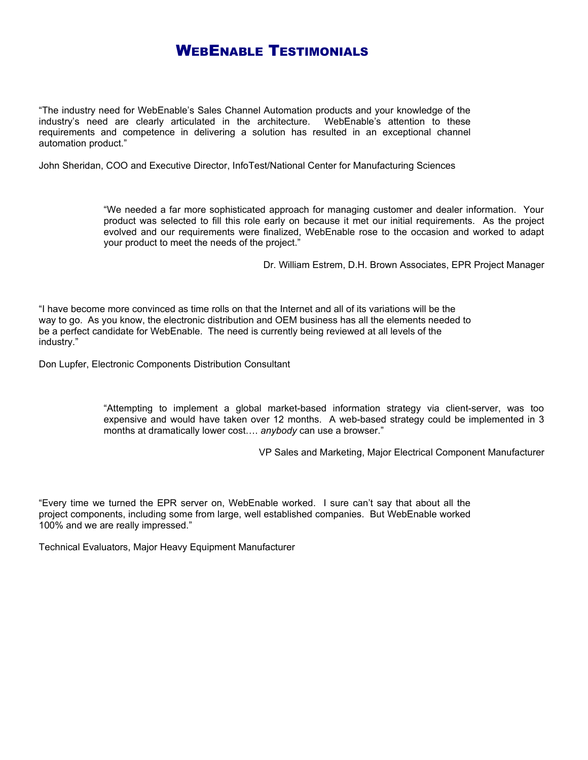# WebEnable Testimonials

"The industry need for WebEnable's Sales Channel Automation products and your knowledge of the industry's need are clearly articulated in the architecture. WebEnable's attention to these requirements and competence in delivering a solution has resulted in an exceptional channel automation product."

John Sheridan, COO and Executive Director, InfoTest/National Center for Manufacturing Sciences

"We needed a far more sophisticated approach for managing customer and dealer information. Your product was selected to fill this role early on because it met our initial requirements. As the project evolved and our requirements were finalized, WebEnable rose to the occasion and worked to adapt your product to meet the needs of the project."

Dr. William Estrem, D.H. Brown Associates, EPR Project Manager

"I have become more convinced as time rolls on that the Internet and all of its variations will be the way to go. As you know, the electronic distribution and OEM business has all the elements needed to be a perfect candidate for WebEnable. The need is currently being reviewed at all levels of the industry."

Don Lupfer, Electronic Components Distribution Consultant

"Attempting to implement a global market-based information strategy via client-server, was too expensive and would have taken over 12 months. A web-based strategy could be implemented in 3 months at dramatically lower cost…. *anybody* can use a browser."

VP Sales and Marketing, Major Electrical Component Manufacturer

"Every time we turned the EPR server on, WebEnable worked. I sure can't say that about all the project components, including some from large, well established companies. But WebEnable worked 100% and we are really impressed."

Technical Evaluators, Major Heavy Equipment Manufacturer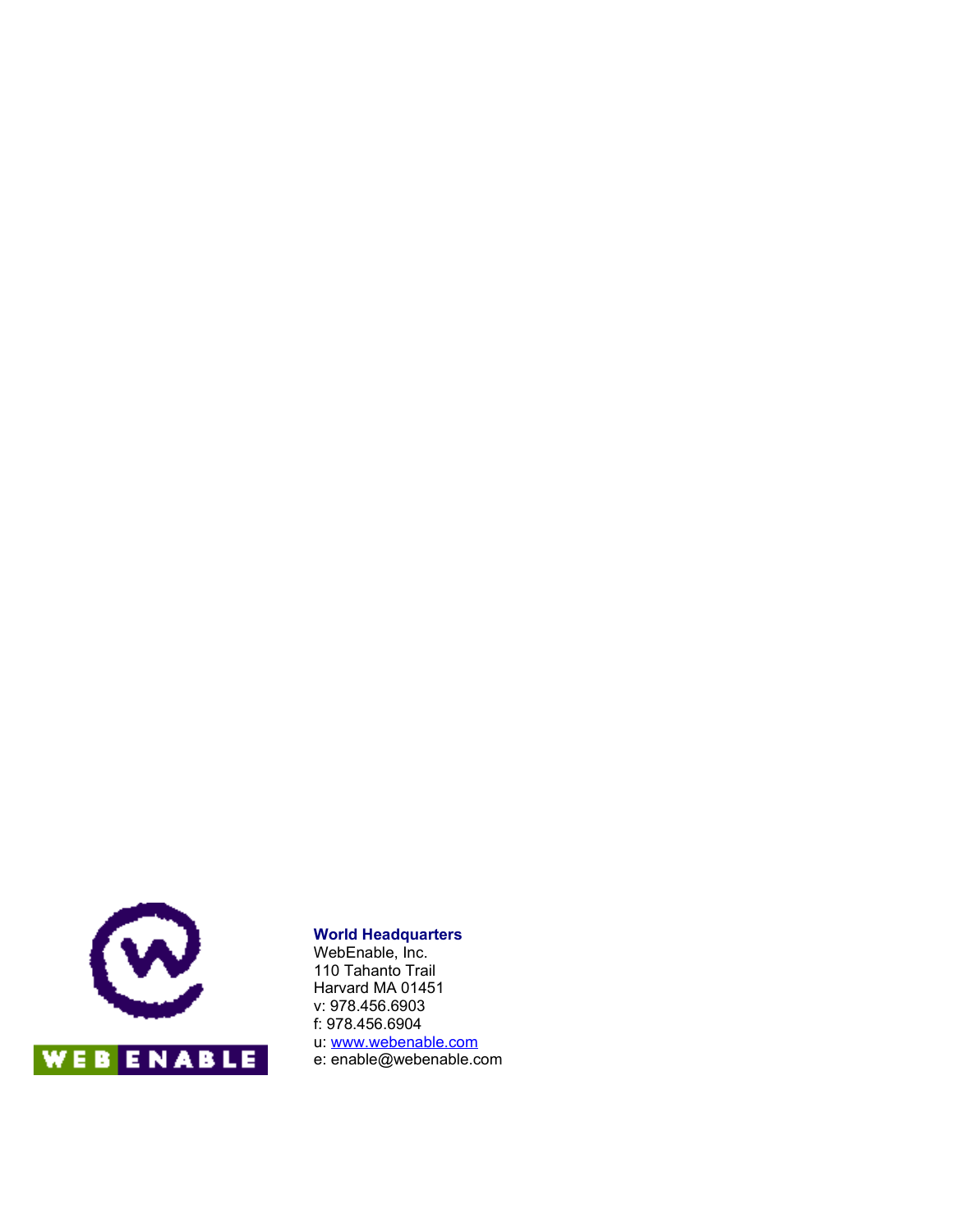**World Headquarters**
WebEnable, Inc.
110 Tahanto Trail
Harvard MA 01451
v: 978.456.6903
f: 978.456.6904
u: [www.webenable.com](http://www.webenable.com)
e: enable@webenable.com